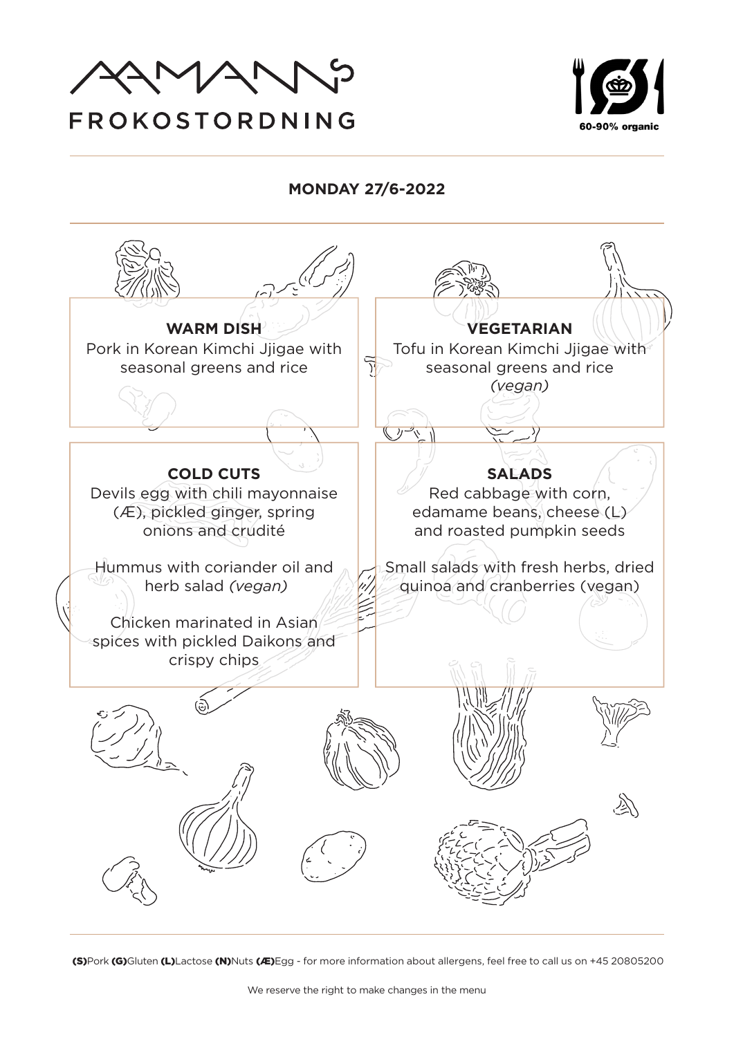# AAMANNS

FROKOSTORDNING

60-90% organic

## MONDAY 27/6-2022

### WARM DISH

Pork in Korean Kimchi Jjigae with seasonal greens and rice

### VEGETARIAN

Tofu in Korean Kimchi Jjigae with seasonal greens and rice *(vegan)*

### COLD CUTS

Devils egg with chili mayonnaise (Æ), pickled ginger, spring onions and crudité

Hummus with coriander oil and herb salad *(vegan)*

Chicken marinated in Asian spices with pickled Daikons and crispy chips

### SALADS

Red cabbage with corn, edamame beans, cheese (L) and roasted pumpkin seeds

Small salads with fresh herbs, dried quinoa and cranberries (vegan)

**(S)**Pork **(G)**Gluten **(L)**Lactose **(N)**Nuts **(Æ)**Egg - for more information about allergens, feel free to call us on +45 20805200

We reserve the right to make changes in the menu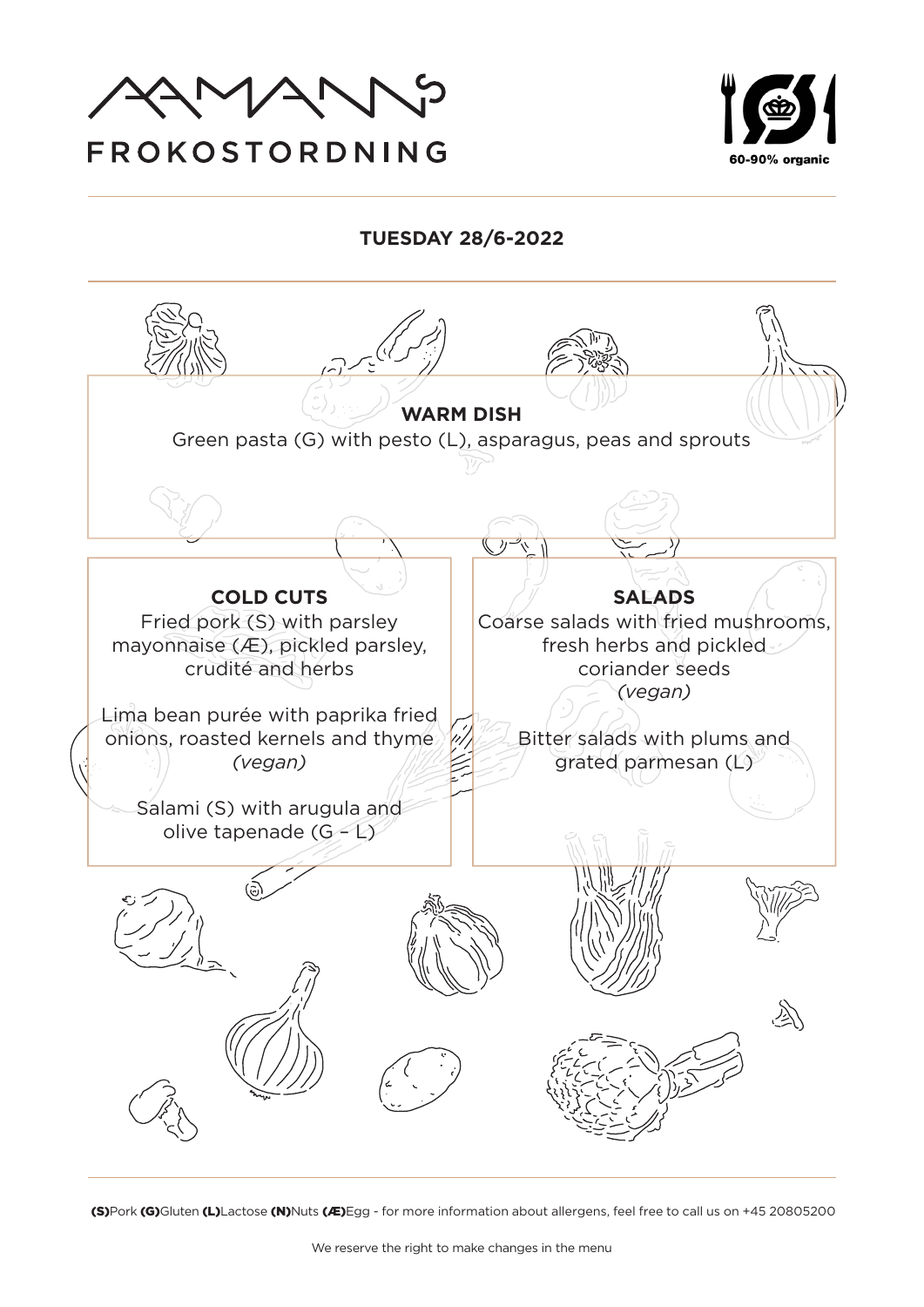# AAMANNS FROKOSTORDNING

60-90% organic

## TUESDAY 28/6-2022

### WARM DISH

Green pasta (G) with pesto (L), asparagus, peas and sprouts

### COLD CUTS

Fried pork (S) with parsley mayonnaise (Æ), pickled parsley, crudité and herbs

Lima bean purée with paprika fried onions, roasted kernels and thyme *(vegan)*

Salami (S) with arugula and olive tapenade (G – L)

### SALADS

Coarse salads with fried mushrooms, fresh herbs and pickled coriander seeds *(vegan)*

Bitter salads with plums and grated parmesan (L)

**(S)**Pork **(G)**Gluten **(L)**Lactose **(N)**Nuts **(Æ)**Egg - for more information about allergens, feel free to call us on +45 20805200

We reserve the right to make changes in the menu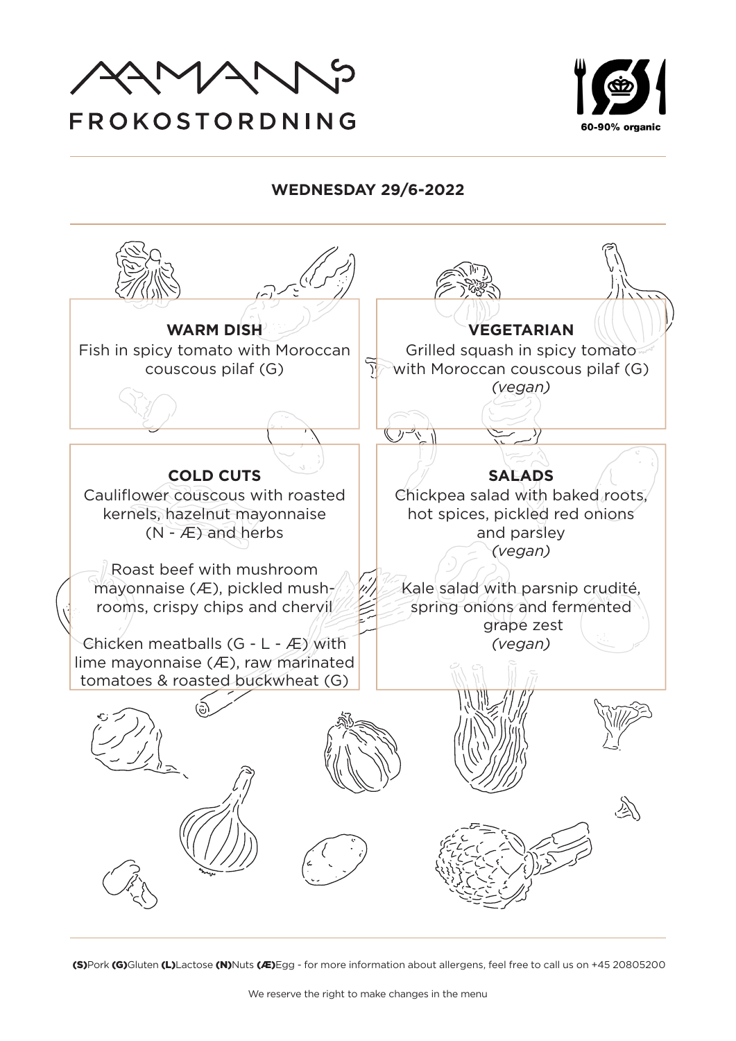# AAMANNS FROKOSTORDNING

60-90% organic

## WEDNESDAY 29/6-2022

### WARM DISH

Fish in spicy tomato with Moroccan couscous pilaf (G)

### VEGETARIAN

Grilled squash in spicy tomato with Moroccan couscous pilaf (G)
*(vegan)*

### COLD CUTS

Cauliflower couscous with roasted kernels, hazelnut mayonnaise (N - Æ) and herbs

Roast beef with mushroom mayonnaise (Æ), pickled mushrooms, crispy chips and chervil

Chicken meatballs (G - L - Æ) with lime mayonnaise (Æ), raw marinated tomatoes & roasted buckwheat (G)

### SALADS

Chickpea salad with baked roots, hot spices, pickled red onions and parsley
*(vegan)*

Kale salad with parsnip crudité, spring onions and fermented grape zest
*(vegan)*

**(S)**Pork **(G)**Gluten **(L)**Lactose **(N)**Nuts **(Æ)**Egg - for more information about allergens, feel free to call us on +45 20805200

We reserve the right to make changes in the menu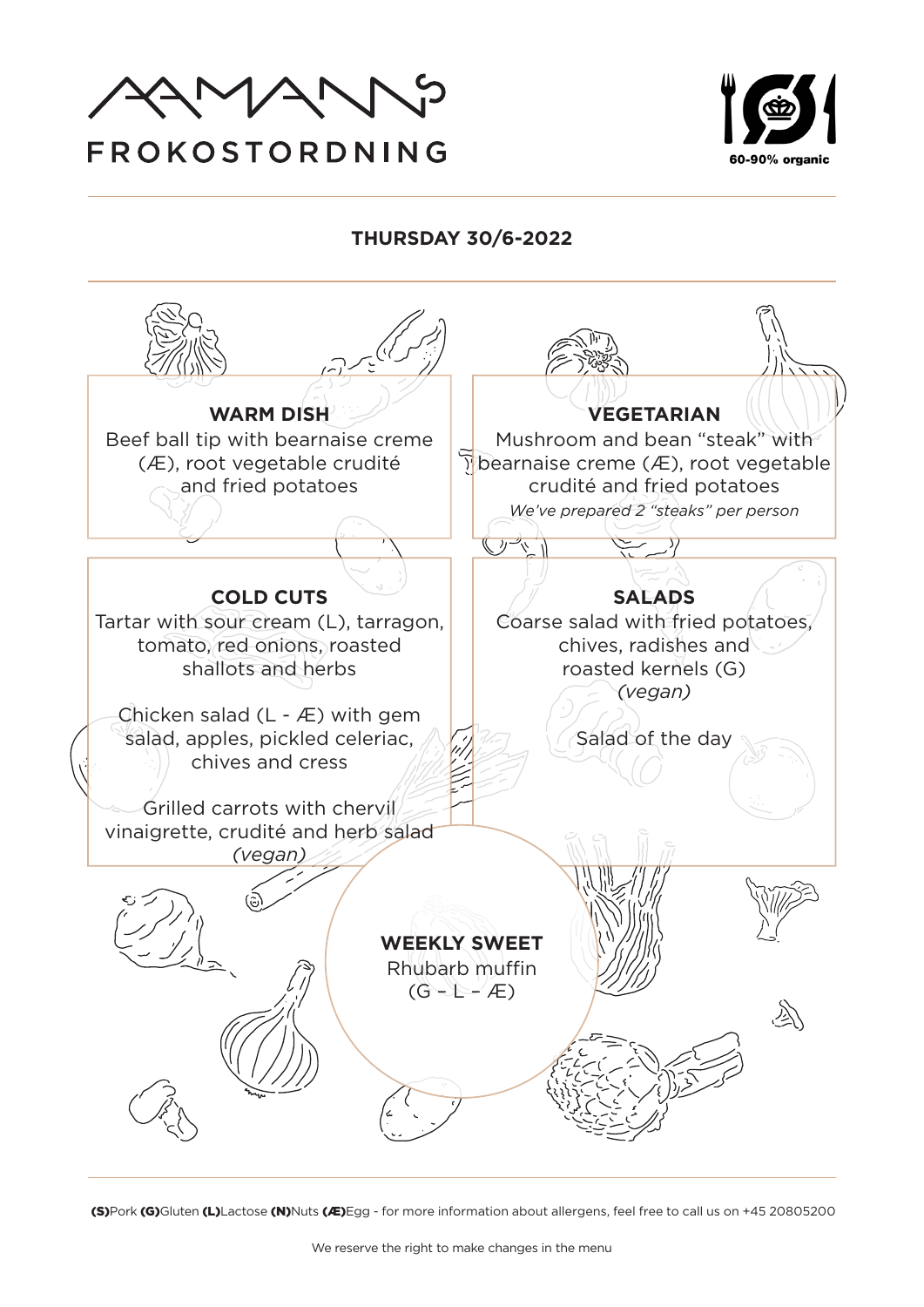# AAMANNS FROKOSTORDNING

60-90% organic

## THURSDAY 30/6-2022

### WARM DISH

Beef ball tip with bearnaise creme (Æ), root vegetable crudité and fried potatoes

### VEGETARIAN

Mushroom and bean "steak" with bearnaise creme (Æ), root vegetable crudité and fried potatoes

*We've prepared 2 "steaks" per person*

### COLD CUTS

Tartar with sour cream (L), tarragon, tomato, red onions, roasted shallots and herbs

Chicken salad (L - Æ) with gem salad, apples, pickled celeriac, chives and cress

Grilled carrots with chervil vinaigrette, crudité and herb salad *(vegan)*

### SALADS

Coarse salad with fried potatoes, chives, radishes and roasted kernels (G) *(vegan)*

Salad of the day

### WEEKLY SWEET

Rhubarb muffin (G – L – Æ)

**(S)**Pork **(G)**Gluten **(L)**Lactose **(N)**Nuts **(Æ)**Egg - for more information about allergens, feel free to call us on +45 20805200

We reserve the right to make changes in the menu